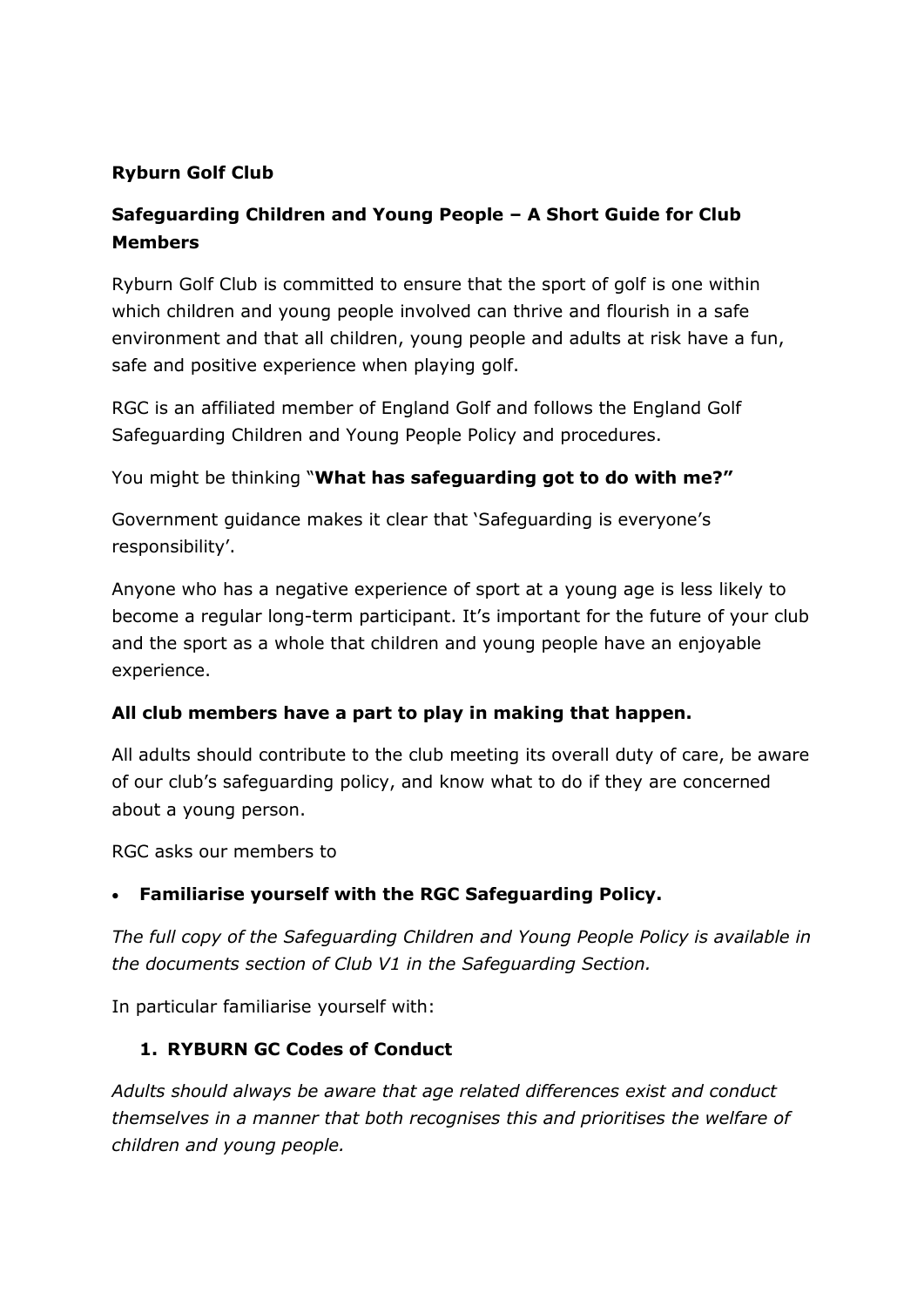**Ryburn Golf Club**

**Safeguarding Children and Young People – A Short Guide for Club Members**

Ryburn Golf Club is committed to ensure that the sport of golf is one within which children and young people involved can thrive and flourish in a safe environment and that all children, young people and adults at risk have a fun, safe and positive experience when playing golf.

RGC is an affiliated member of England Golf and follows the England Golf Safeguarding Children and Young People Policy and procedures.

You might be thinking "**What has safeguarding got to do with me?"**

Government guidance makes it clear that 'Safeguarding is everyone's responsibility'.

Anyone who has a negative experience of sport at a young age is less likely to become a regular long-term participant. It's important for the future of your club and the sport as a whole that children and young people have an enjoyable experience.

**All club members have a part to play in making that happen.**

All adults should contribute to the club meeting its overall duty of care, be aware of our club's safeguarding policy, and know what to do if they are concerned about a young person.

RGC asks our members to

- **Familiarise yourself with the RGC Safeguarding Policy.**

*The full copy of the Safeguarding Children and Young People Policy is available in the documents section of Club V1 in the Safeguarding Section.*

In particular familiarise yourself with:

1. **RYBURN GC Codes of Conduct**

*Adults should always be aware that age related differences exist and conduct themselves in a manner that both recognises this and prioritises the welfare of children and young people.*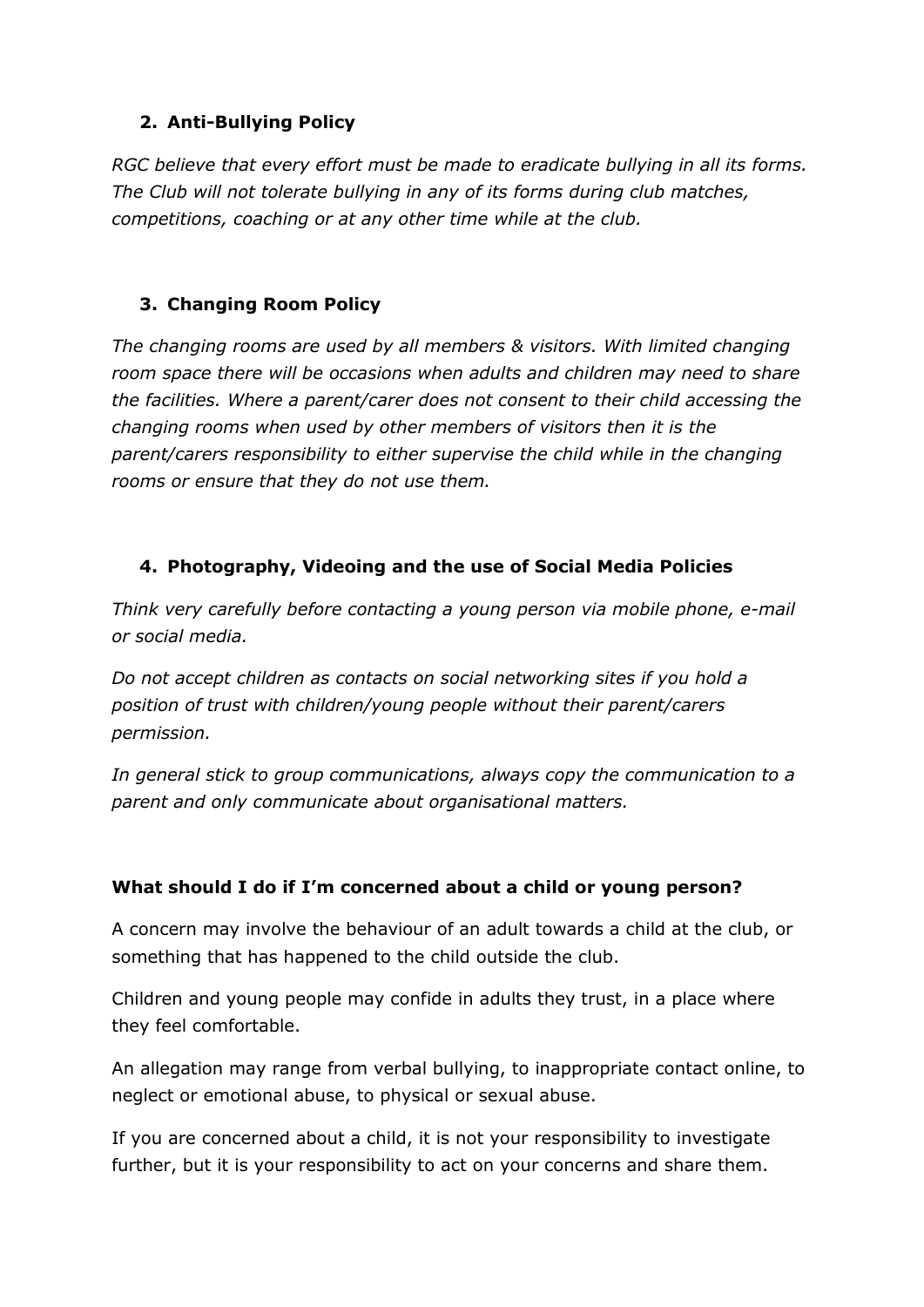2. **Anti-Bullying Policy**

*RGC believe that every effort must be made to eradicate bullying in all its forms. The Club will not tolerate bullying in any of its forms during club matches, competitions, coaching or at any other time while at the club.*

3. **Changing Room Policy**

*The changing rooms are used by all members & visitors. With limited changing room space there will be occasions when adults and children may need to share the facilities. Where a parent/carer does not consent to their child accessing the changing rooms when used by other members of visitors then it is the parent/carers responsibility to either supervise the child while in the changing rooms or ensure that they do not use them.*

4. **Photography, Videoing and the use of Social Media Policies**

*Think very carefully before contacting a young person via mobile phone, e-mail or social media.*

*Do not accept children as contacts on social networking sites if you hold a position of trust with children/young people without their parent/carers permission.*

*In general stick to group communications, always copy the communication to a parent and only communicate about organisational matters.*

**What should I do if I'm concerned about a child or young person?**

A concern may involve the behaviour of an adult towards a child at the club, or something that has happened to the child outside the club.

Children and young people may confide in adults they trust, in a place where they feel comfortable.

An allegation may range from verbal bullying, to inappropriate contact online, to neglect or emotional abuse, to physical or sexual abuse.

If you are concerned about a child, it is not your responsibility to investigate further, but it is your responsibility to act on your concerns and share them.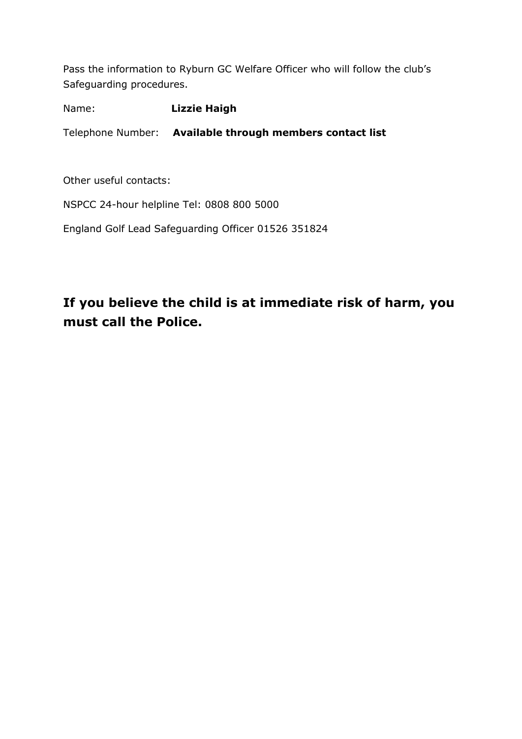Pass the information to Ryburn GC Welfare Officer who will follow the club's Safeguarding procedures.

Name: **Lizzie Haigh**

Telephone Number: **Available through members contact list**

Other useful contacts:

NSPCC 24-hour helpline Tel: 0808 800 5000

England Golf Lead Safeguarding Officer 01526 351824

**If you believe the child is at immediate risk of harm, you must call the Police.**